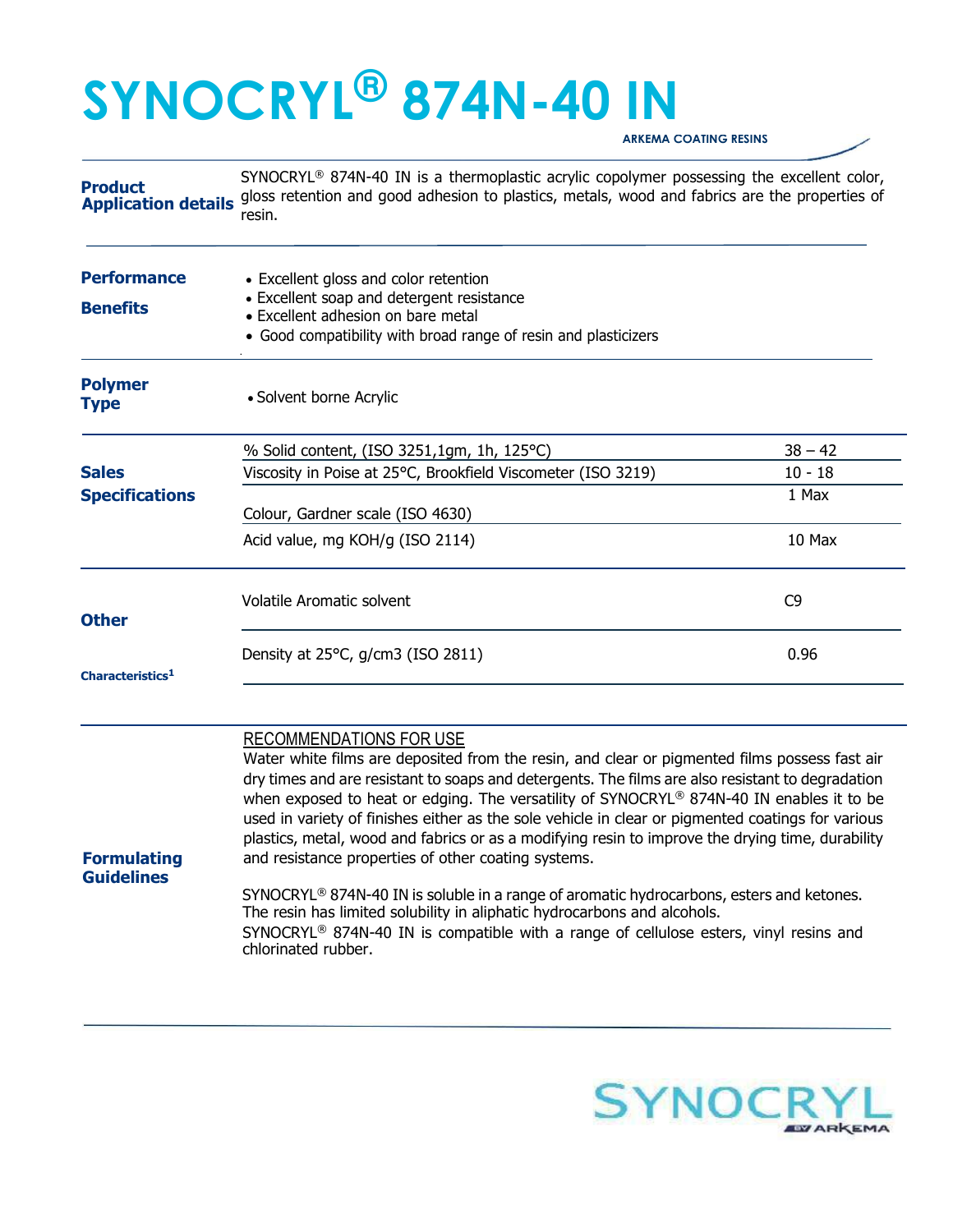# SYNOCRYL® 874N-40 IN

ARKEMA COATING RESINS

## Product Application details

SYNOCRYL® 874N-40 IN is a thermoplastic acrylic copolymer possessing the excellent color, gloss retention and good adhesion to plastics, metals, wood and fabrics are the properties of resin.

## Performance Benefits

- Excellent gloss and color retention
- Excellent soap and detergent resistance
- Excellent adhesion on bare metal
- Good compatibility with broad range of resin and plasticizers

## Polymer Type

- Solvent borne Acrylic

## Sales Specifications

| Property | Value |
|---|---|
| % Solid content, (ISO 3251,1gm, 1h, 125°C) | 38 – 42 |
| Viscosity in Poise at 25°C, Brookfield Viscometer (ISO 3219) | 10 - 18 |
| Colour, Gardner scale (ISO 4630) | 1 Max |
| Acid value, mg KOH/g (ISO 2114) | 10 Max |

## Other Characteristics[1]

| Property | Value |
|---|---|
| Volatile Aromatic solvent | C9 |
| Density at 25°C, g/cm3 (ISO 2811) | 0.96 |

## Formulating Guidelines

RECOMMENDATIONS FOR USE

Water white films are deposited from the resin, and clear or pigmented films possess fast air dry times and are resistant to soaps and detergents. The films are also resistant to degradation when exposed to heat or edging. The versatility of SYNOCRYL® 874N-40 IN enables it to be used in variety of finishes either as the sole vehicle in clear or pigmented coatings for various plastics, metal, wood and fabrics or as a modifying resin to improve the drying time, durability and resistance properties of other coating systems.

SYNOCRYL® 874N-40 IN is soluble in a range of aromatic hydrocarbons, esters and ketones. The resin has limited solubility in aliphatic hydrocarbons and alcohols.
SYNOCRYL® 874N-40 IN is compatible with a range of cellulose esters, vinyl resins and chlorinated rubber.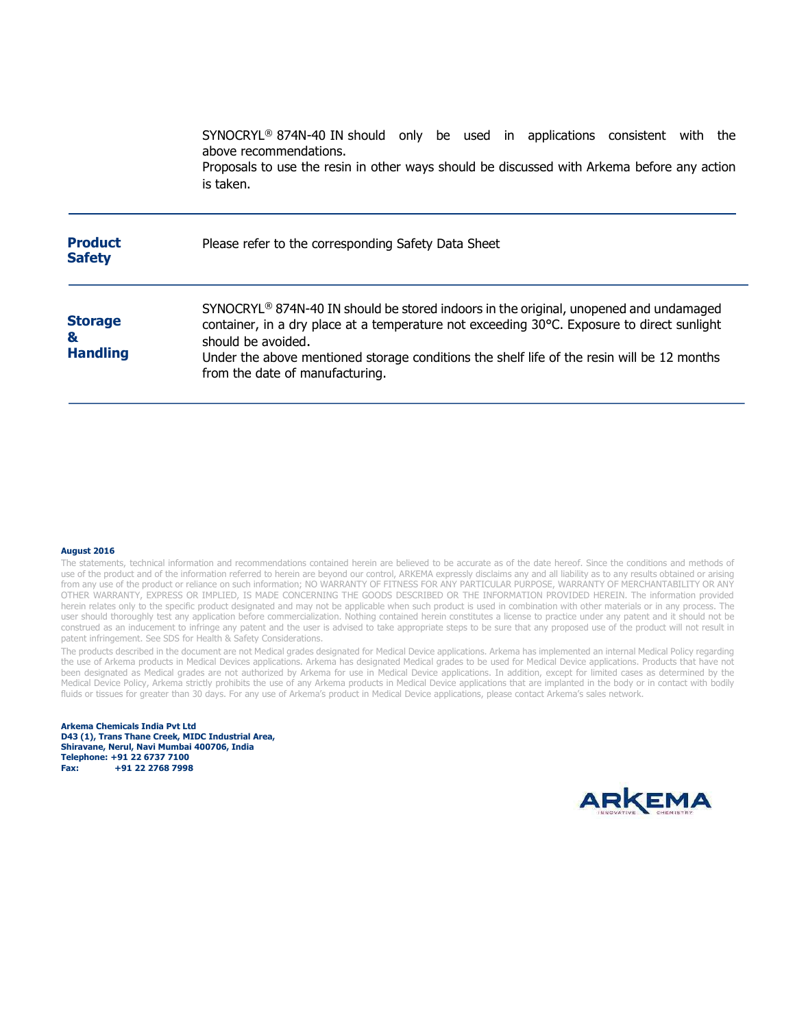SYNOCRYL® 874N-40 IN should only be used in applications consistent with the above recommendations.
Proposals to use the resin in other ways should be discussed with Arkema before any action is taken.

---

**Product Safety**

Please refer to the corresponding Safety Data Sheet

---

**Storage & Handling**

SYNOCRYL® 874N-40 IN should be stored indoors in the original, unopened and undamaged container, in a dry place at a temperature not exceeding 30°C. Exposure to direct sunlight should be avoided.
Under the above mentioned storage conditions the shelf life of the resin will be 12 months from the date of manufacturing.

---

**August 2016**

The statements, technical information and recommendations contained herein are believed to be accurate as of the date hereof. Since the conditions and methods of use of the product and of the information referred to herein are beyond our control, ARKEMA expressly disclaims any and all liability as to any results obtained or arising from any use of the product or reliance on such information; NO WARRANTY OF FITNESS FOR ANY PARTICULAR PURPOSE, WARRANTY OF MERCHANTABILITY OR ANY OTHER WARRANTY, EXPRESS OR IMPLIED, IS MADE CONCERNING THE GOODS DESCRIBED OR THE INFORMATION PROVIDED HEREIN. The information provided herein relates only to the specific product designated and may not be applicable when such product is used in combination with other materials or in any process. The user should thoroughly test any application before commercialization. Nothing contained herein constitutes a license to practice under any patent and it should not be construed as an inducement to infringe any patent and the user is advised to take appropriate steps to be sure that any proposed use of the product will not result in patent infringement. See SDS for Health & Safety Considerations.

The products described in the document are not Medical grades designated for Medical Device applications. Arkema has implemented an internal Medical Policy regarding the use of Arkema products in Medical Devices applications. Arkema has designated Medical grades to be used for Medical Device applications. Products that have not been designated as Medical grades are not authorized by Arkema for use in Medical Device applications. In addition, except for limited cases as determined by the Medical Device Policy, Arkema strictly prohibits the use of any Arkema products in Medical Device applications that are implanted in the body or in contact with bodily fluids or tissues for greater than 30 days. For any use of Arkema's product in Medical Device applications, please contact Arkema's sales network.

**Arkema Chemicals India Pvt Ltd**
**D43 (1), Trans Thane Creek, MIDC Industrial Area,**
**Shiravane, Nerul, Navi Mumbai 400706, India**
**Telephone: +91 22 6737 7100**
**Fax: +91 22 2768 7998**

ARKEMA
INNOVATIVE CHEMISTRY